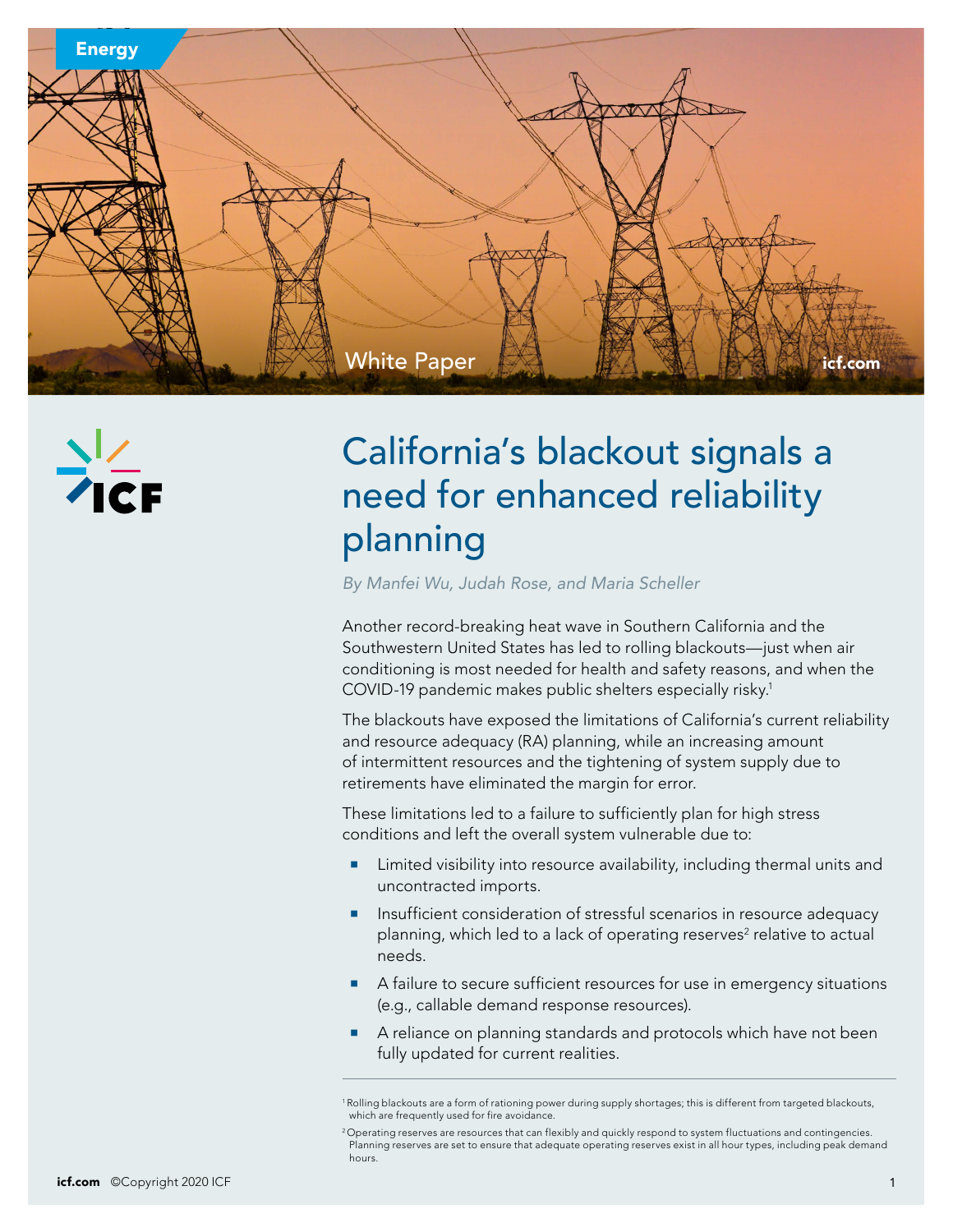Energy

White Paper

# California's blackout signals a need for enhanced reliability planning

*By Manfei Wu, Judah Rose, and Maria Scheller*

Another record-breaking heat wave in Southern California and the Southwestern United States has led to rolling blackouts—just when air conditioning is most needed for health and safety reasons, and when the COVID-19 pandemic makes public shelters especially risky.[1]

The blackouts have exposed the limitations of California's current reliability and resource adequacy (RA) planning, while an increasing amount of intermittent resources and the tightening of system supply due to retirements have eliminated the margin for error.

These limitations led to a failure to sufficiently plan for high stress conditions and left the overall system vulnerable due to:

- Limited visibility into resource availability, including thermal units and uncontracted imports.
- Insufficient consideration of stressful scenarios in resource adequacy planning, which led to a lack of operating reserves[2] relative to actual needs.
- A failure to secure sufficient resources for use in emergency situations (e.g., callable demand response resources).
- A reliance on planning standards and protocols which have not been fully updated for current realities.

[1] Rolling blackouts are a form of rationing power during supply shortages; this is different from targeted blackouts, which are frequently used for fire avoidance.

[2] Operating reserves are resources that can flexibly and quickly respond to system fluctuations and contingencies. Planning reserves are set to ensure that adequate operating reserves exist in all hour types, including peak demand hours.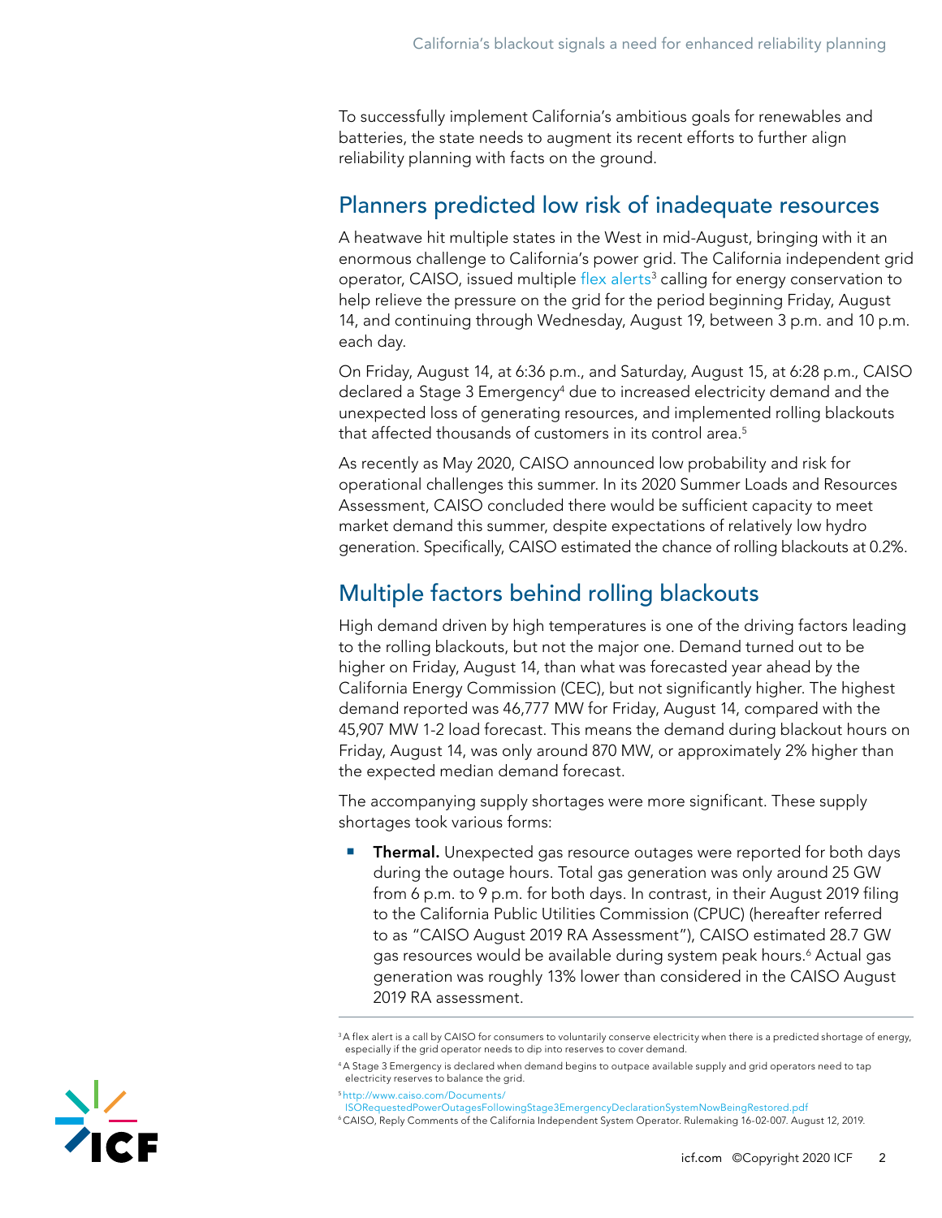To successfully implement California's ambitious goals for renewables and batteries, the state needs to augment its recent efforts to further align reliability planning with facts on the ground.

## Planners predicted low risk of inadequate resources

A heatwave hit multiple states in the West in mid-August, bringing with it an enormous challenge to California's power grid. The California independent grid operator, CAISO, issued multiple flex alerts[3] calling for energy conservation to help relieve the pressure on the grid for the period beginning Friday, August 14, and continuing through Wednesday, August 19, between 3 p.m. and 10 p.m. each day.

On Friday, August 14, at 6:36 p.m., and Saturday, August 15, at 6:28 p.m., CAISO declared a Stage 3 Emergency[4] due to increased electricity demand and the unexpected loss of generating resources, and implemented rolling blackouts that affected thousands of customers in its control area.[5]

As recently as May 2020, CAISO announced low probability and risk for operational challenges this summer. In its 2020 Summer Loads and Resources Assessment, CAISO concluded there would be sufficient capacity to meet market demand this summer, despite expectations of relatively low hydro generation. Specifically, CAISO estimated the chance of rolling blackouts at 0.2%.

## Multiple factors behind rolling blackouts

High demand driven by high temperatures is one of the driving factors leading to the rolling blackouts, but not the major one. Demand turned out to be higher on Friday, August 14, than what was forecasted year ahead by the California Energy Commission (CEC), but not significantly higher. The highest demand reported was 46,777 MW for Friday, August 14, compared with the 45,907 MW 1-2 load forecast. This means the demand during blackout hours on Friday, August 14, was only around 870 MW, or approximately 2% higher than the expected median demand forecast.

The accompanying supply shortages were more significant. These supply shortages took various forms:

- **Thermal.** Unexpected gas resource outages were reported for both days during the outage hours. Total gas generation was only around 25 GW from 6 p.m. to 9 p.m. for both days. In contrast, in their August 2019 filing to the California Public Utilities Commission (CPUC) (hereafter referred to as "CAISO August 2019 RA Assessment"), CAISO estimated 28.7 GW gas resources would be available during system peak hours.[6] Actual gas generation was roughly 13% lower than considered in the CAISO August 2019 RA assessment.

---

[3] A flex alert is a call by CAISO for consumers to voluntarily conserve electricity when there is a predicted shortage of energy, especially if the grid operator needs to dip into reserves to cover demand.

[4] A Stage 3 Emergency is declared when demand begins to outpace available supply and grid operators need to tap electricity reserves to balance the grid.

[5] http://www.caiso.com/Documents/ISORequestedPowerOutagesFollowingStage3EmergencyDeclarationSystemNowBeingRestored.pdf

[6] CAISO, Reply Comments of the California Independent System Operator. Rulemaking 16-02-007. August 12, 2019.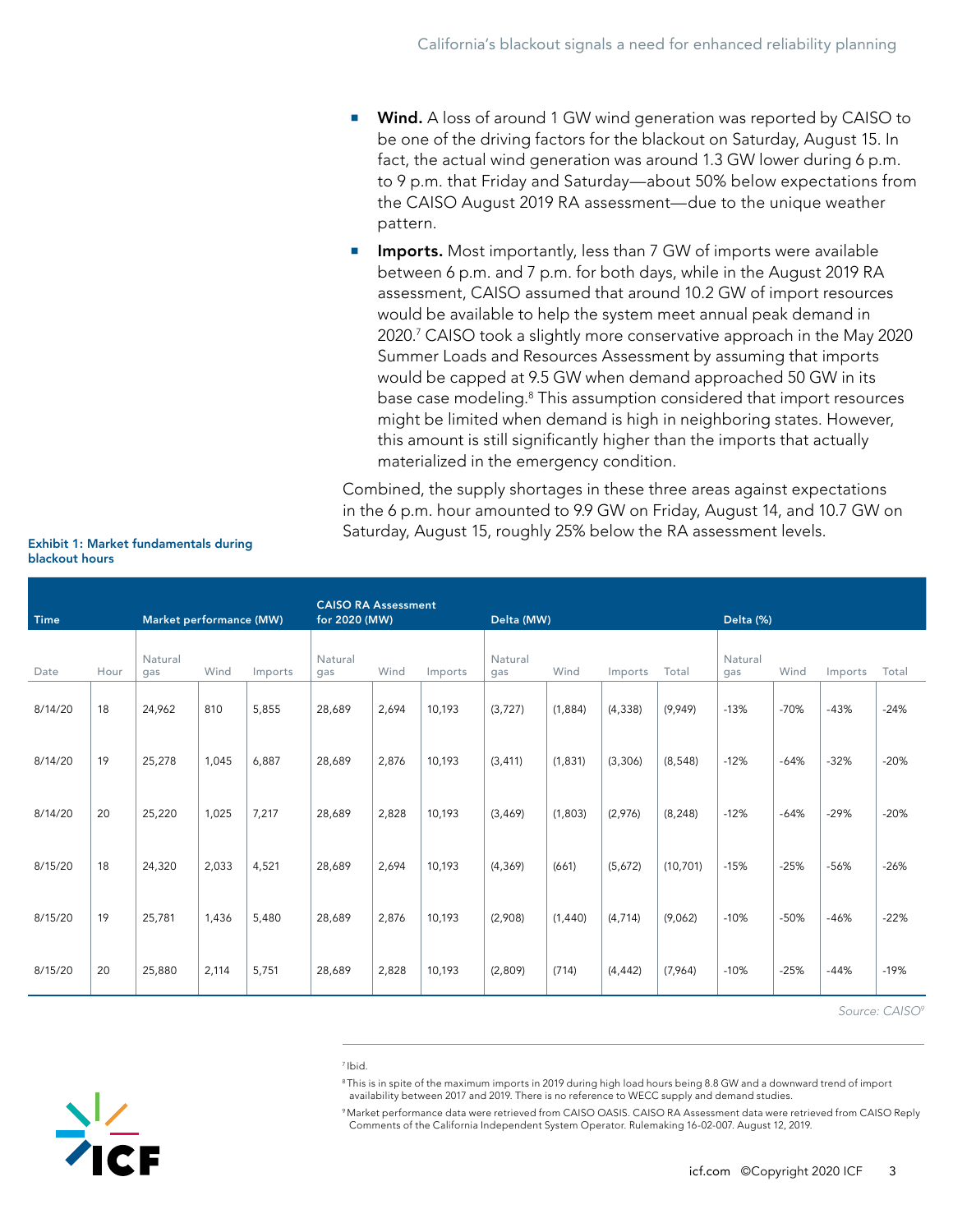- **Wind.** A loss of around 1 GW wind generation was reported by CAISO to be one of the driving factors for the blackout on Saturday, August 15. In fact, the actual wind generation was around 1.3 GW lower during 6 p.m. to 9 p.m. that Friday and Saturday—about 50% below expectations from the CAISO August 2019 RA assessment—due to the unique weather pattern.
- **Imports.** Most importantly, less than 7 GW of imports were available between 6 p.m. and 7 p.m. for both days, while in the August 2019 RA assessment, CAISO assumed that around 10.2 GW of import resources would be available to help the system meet annual peak demand in 2020.[7] CAISO took a slightly more conservative approach in the May 2020 Summer Loads and Resources Assessment by assuming that imports would be capped at 9.5 GW when demand approached 50 GW in its base case modeling.[8] This assumption considered that import resources might be limited when demand is high in neighboring states. However, this amount is still significantly higher than the imports that actually materialized in the emergency condition.

Combined, the supply shortages in these three areas against expectations in the 6 p.m. hour amounted to 9.9 GW on Friday, August 14, and 10.7 GW on Saturday, August 15, roughly 25% below the RA assessment levels.

**Exhibit 1: Market fundamentals during blackout hours**

| Time | | Market performance (MW) | | | CAISO RA Assessment for 2020 (MW) | | | Delta (MW) | | | | Delta (%) | | | |
|---|---|---|---|---|---|---|---|---|---|---|---|---|---|---|---|
| Date | Hour | Natural gas | Wind | Imports | Natural gas | Wind | Imports | Natural gas | Wind | Imports | Total | Natural gas | Wind | Imports | Total |
| 8/14/20 | 18 | 24,962 | 810 | 5,855 | 28,689 | 2,694 | 10,193 | (3,727) | (1,884) | (4,338) | (9,949) | -13% | -70% | -43% | -24% |
| 8/14/20 | 19 | 25,278 | 1,045 | 6,887 | 28,689 | 2,876 | 10,193 | (3,411) | (1,831) | (3,306) | (8,548) | -12% | -64% | -32% | -20% |
| 8/14/20 | 20 | 25,220 | 1,025 | 7,217 | 28,689 | 2,828 | 10,193 | (3,469) | (1,803) | (2,976) | (8,248) | -12% | -64% | -29% | -20% |
| 8/15/20 | 18 | 24,320 | 2,033 | 4,521 | 28,689 | 2,694 | 10,193 | (4,369) | (661) | (5,672) | (10,701) | -15% | -25% | -56% | -26% |
| 8/15/20 | 19 | 25,781 | 1,436 | 5,480 | 28,689 | 2,876 | 10,193 | (2,908) | (1,440) | (4,714) | (9,062) | -10% | -50% | -46% | -22% |
| 8/15/20 | 20 | 25,880 | 2,114 | 5,751 | 28,689 | 2,828 | 10,193 | (2,809) | (714) | (4,442) | (7,964) | -10% | -25% | -44% | -19% |

*Source: CAISO[9]*

[7] Ibid.

[8] This is in spite of the maximum imports in 2019 during high load hours being 8.8 GW and a downward trend of import availability between 2017 and 2019. There is no reference to WECC supply and demand studies.

[9] Market performance data were retrieved from CAISO OASIS. CAISO RA Assessment data were retrieved from CAISO Reply Comments of the California Independent System Operator. Rulemaking 16-02-007. August 12, 2019.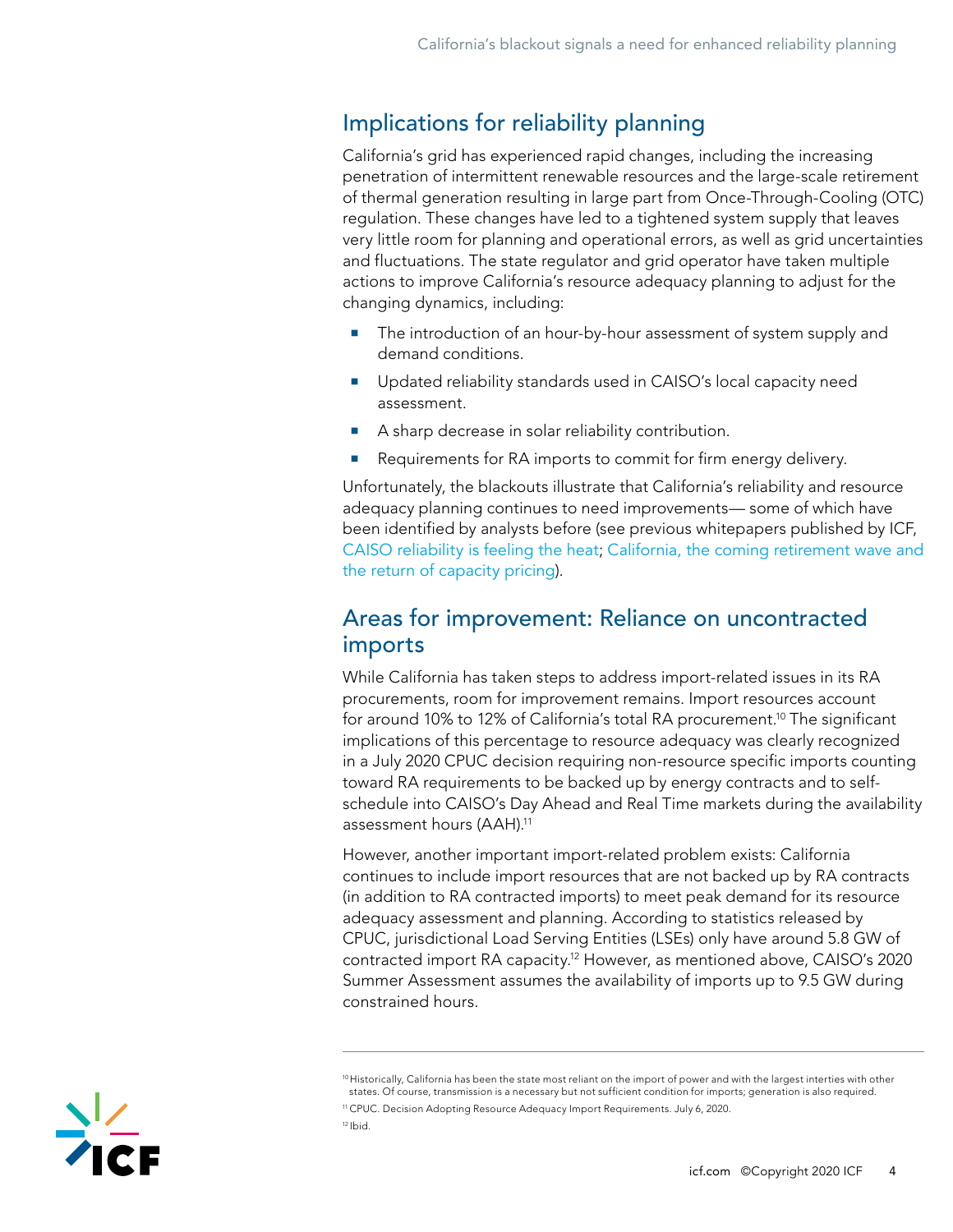## Implications for reliability planning

California's grid has experienced rapid changes, including the increasing penetration of intermittent renewable resources and the large-scale retirement of thermal generation resulting in large part from Once-Through-Cooling (OTC) regulation. These changes have led to a tightened system supply that leaves very little room for planning and operational errors, as well as grid uncertainties and fluctuations. The state regulator and grid operator have taken multiple actions to improve California's resource adequacy planning to adjust for the changing dynamics, including:

- The introduction of an hour-by-hour assessment of system supply and demand conditions.
- Updated reliability standards used in CAISO's local capacity need assessment.
- A sharp decrease in solar reliability contribution.
- Requirements for RA imports to commit for firm energy delivery.

Unfortunately, the blackouts illustrate that California's reliability and resource adequacy planning continues to need improvements— some of which have been identified by analysts before (see previous whitepapers published by ICF, CAISO reliability is feeling the heat; California, the coming retirement wave and the return of capacity pricing).

## Areas for improvement: Reliance on uncontracted imports

While California has taken steps to address import-related issues in its RA procurements, room for improvement remains. Import resources account for around 10% to 12% of California's total RA procurement.[10] The significant implications of this percentage to resource adequacy was clearly recognized in a July 2020 CPUC decision requiring non-resource specific imports counting toward RA requirements to be backed up by energy contracts and to self-schedule into CAISO's Day Ahead and Real Time markets during the availability assessment hours (AAH).[11]

However, another important import-related problem exists: California continues to include import resources that are not backed up by RA contracts (in addition to RA contracted imports) to meet peak demand for its resource adequacy assessment and planning. According to statistics released by CPUC, jurisdictional Load Serving Entities (LSEs) only have around 5.8 GW of contracted import RA capacity.[12] However, as mentioned above, CAISO's 2020 Summer Assessment assumes the availability of imports up to 9.5 GW during constrained hours.

---

[10] Historically, California has been the state most reliant on the import of power and with the largest interties with other states. Of course, transmission is a necessary but not sufficient condition for imports; generation is also required.

[11] CPUC. Decision Adopting Resource Adequacy Import Requirements. July 6, 2020.

[12] Ibid.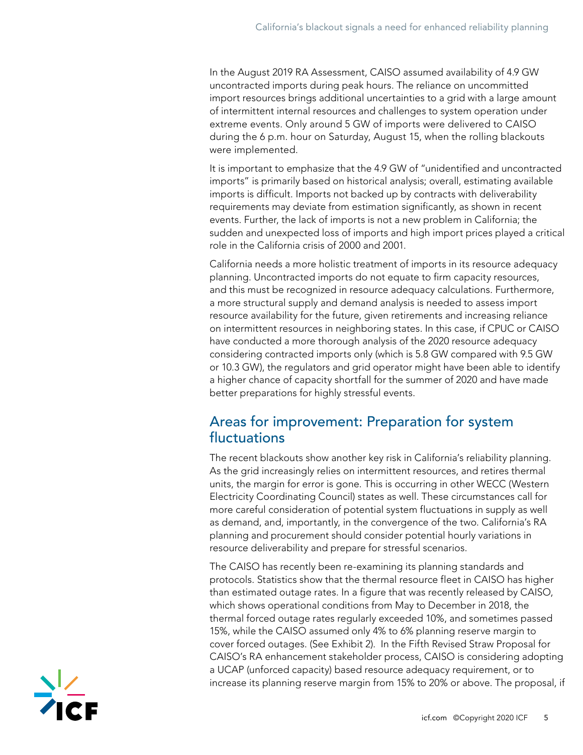In the August 2019 RA Assessment, CAISO assumed availability of 4.9 GW uncontracted imports during peak hours. The reliance on uncommitted import resources brings additional uncertainties to a grid with a large amount of intermittent internal resources and challenges to system operation under extreme events. Only around 5 GW of imports were delivered to CAISO during the 6 p.m. hour on Saturday, August 15, when the rolling blackouts were implemented.

It is important to emphasize that the 4.9 GW of "unidentified and uncontracted imports" is primarily based on historical analysis; overall, estimating available imports is difficult. Imports not backed up by contracts with deliverability requirements may deviate from estimation significantly, as shown in recent events. Further, the lack of imports is not a new problem in California; the sudden and unexpected loss of imports and high import prices played a critical role in the California crisis of 2000 and 2001.

California needs a more holistic treatment of imports in its resource adequacy planning. Uncontracted imports do not equate to firm capacity resources, and this must be recognized in resource adequacy calculations. Furthermore, a more structural supply and demand analysis is needed to assess import resource availability for the future, given retirements and increasing reliance on intermittent resources in neighboring states. In this case, if CPUC or CAISO have conducted a more thorough analysis of the 2020 resource adequacy considering contracted imports only (which is 5.8 GW compared with 9.5 GW or 10.3 GW), the regulators and grid operator might have been able to identify a higher chance of capacity shortfall for the summer of 2020 and have made better preparations for highly stressful events.

## Areas for improvement: Preparation for system fluctuations

The recent blackouts show another key risk in California's reliability planning. As the grid increasingly relies on intermittent resources, and retires thermal units, the margin for error is gone. This is occurring in other WECC (Western Electricity Coordinating Council) states as well. These circumstances call for more careful consideration of potential system fluctuations in supply as well as demand, and, importantly, in the convergence of the two. California's RA planning and procurement should consider potential hourly variations in resource deliverability and prepare for stressful scenarios.

The CAISO has recently been re-examining its planning standards and protocols. Statistics show that the thermal resource fleet in CAISO has higher than estimated outage rates. In a figure that was recently released by CAISO, which shows operational conditions from May to December in 2018, the thermal forced outage rates regularly exceeded 10%, and sometimes passed 15%, while the CAISO assumed only 4% to 6% planning reserve margin to cover forced outages. (See Exhibit 2). In the Fifth Revised Straw Proposal for CAISO's RA enhancement stakeholder process, CAISO is considering adopting a UCAP (unforced capacity) based resource adequacy requirement, or to increase its planning reserve margin from 15% to 20% or above. The proposal, if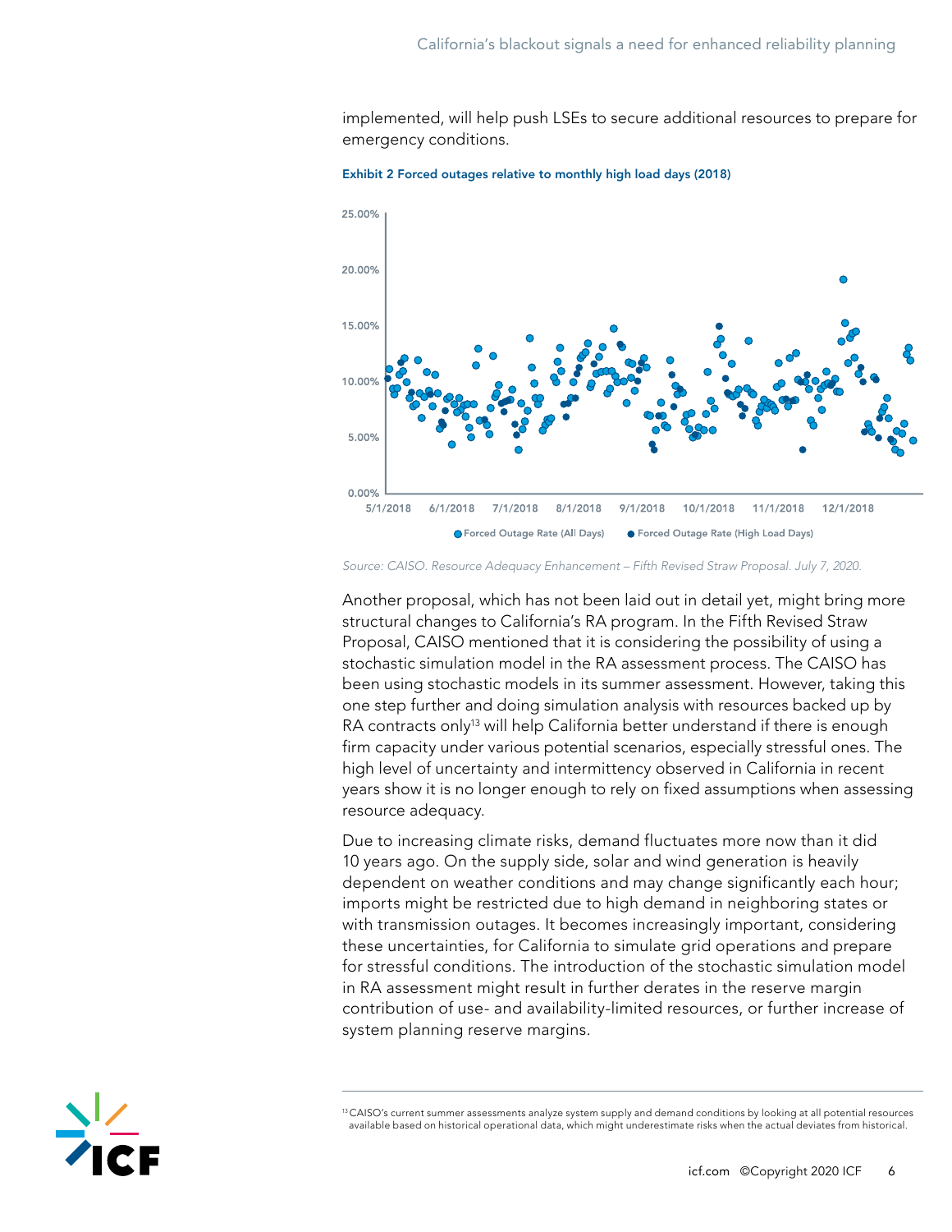implemented, will help push LSEs to secure additional resources to prepare for emergency conditions.

**Exhibit 2 Forced outages relative to monthly high load days (2018)**

*Source: CAISO. Resource Adequacy Enhancement – Fifth Revised Straw Proposal. July 7, 2020.*

Another proposal, which has not been laid out in detail yet, might bring more structural changes to California's RA program. In the Fifth Revised Straw Proposal, CAISO mentioned that it is considering the possibility of using a stochastic simulation model in the RA assessment process. The CAISO has been using stochastic models in its summer assessment. However, taking this one step further and doing simulation analysis with resources backed up by RA contracts only[13] will help California better understand if there is enough firm capacity under various potential scenarios, especially stressful ones. The high level of uncertainty and intermittency observed in California in recent years show it is no longer enough to rely on fixed assumptions when assessing resource adequacy.

Due to increasing climate risks, demand fluctuates more now than it did 10 years ago. On the supply side, solar and wind generation is heavily dependent on weather conditions and may change significantly each hour; imports might be restricted due to high demand in neighboring states or with transmission outages. It becomes increasingly important, considering these uncertainties, for California to simulate grid operations and prepare for stressful conditions. The introduction of the stochastic simulation model in RA assessment might result in further derates in the reserve margin contribution of use- and availability-limited resources, or further increase of system planning reserve margins.

---

[13] CAISO's current summer assessments analyze system supply and demand conditions by looking at all potential resources available based on historical operational data, which might underestimate risks when the actual deviates from historical.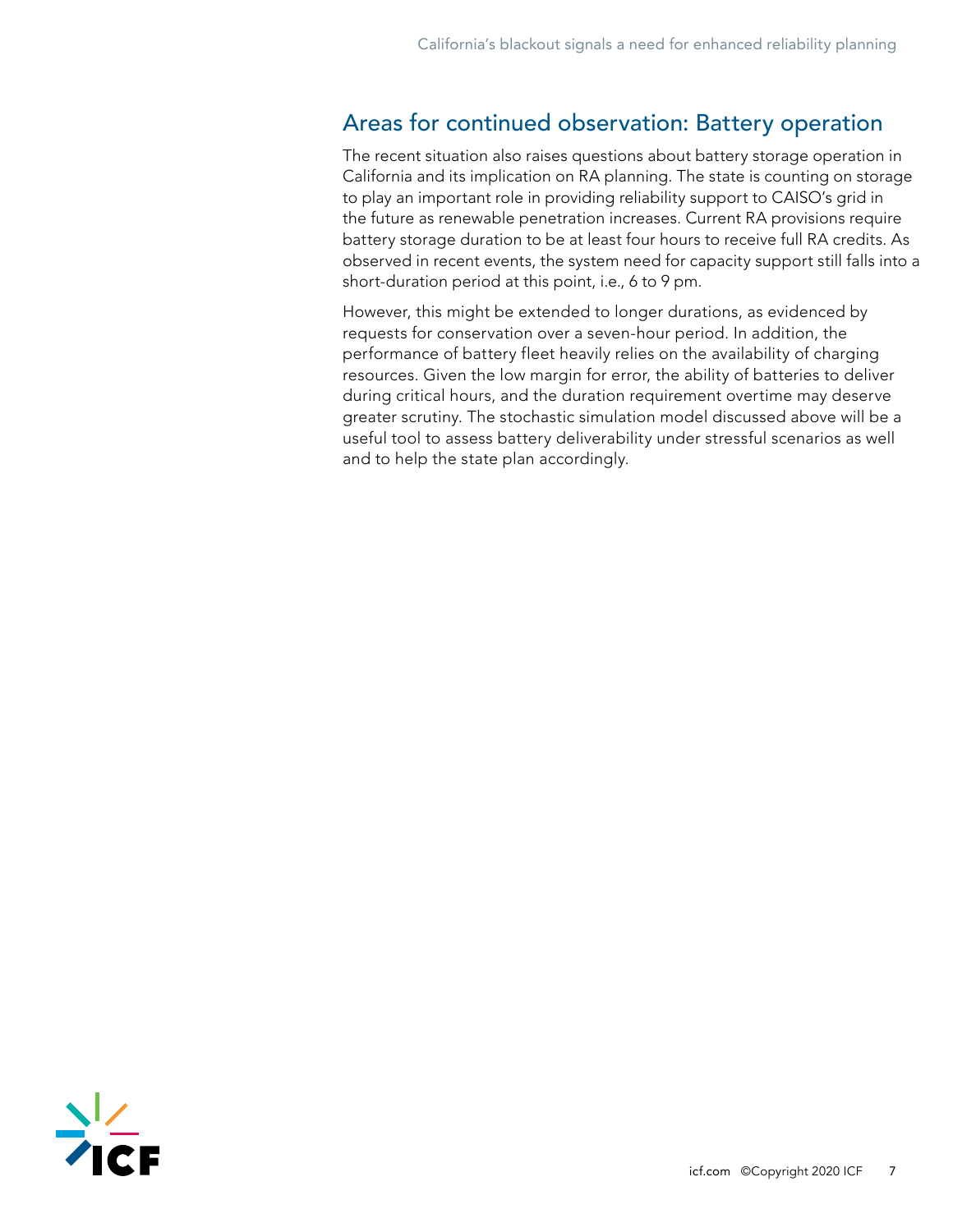## Areas for continued observation: Battery operation

The recent situation also raises questions about battery storage operation in California and its implication on RA planning. The state is counting on storage to play an important role in providing reliability support to CAISO's grid in the future as renewable penetration increases. Current RA provisions require battery storage duration to be at least four hours to receive full RA credits. As observed in recent events, the system need for capacity support still falls into a short-duration period at this point, i.e., 6 to 9 pm.

However, this might be extended to longer durations, as evidenced by requests for conservation over a seven-hour period. In addition, the performance of battery fleet heavily relies on the availability of charging resources. Given the low margin for error, the ability of batteries to deliver during critical hours, and the duration requirement overtime may deserve greater scrutiny. The stochastic simulation model discussed above will be a useful tool to assess battery deliverability under stressful scenarios as well and to help the state plan accordingly.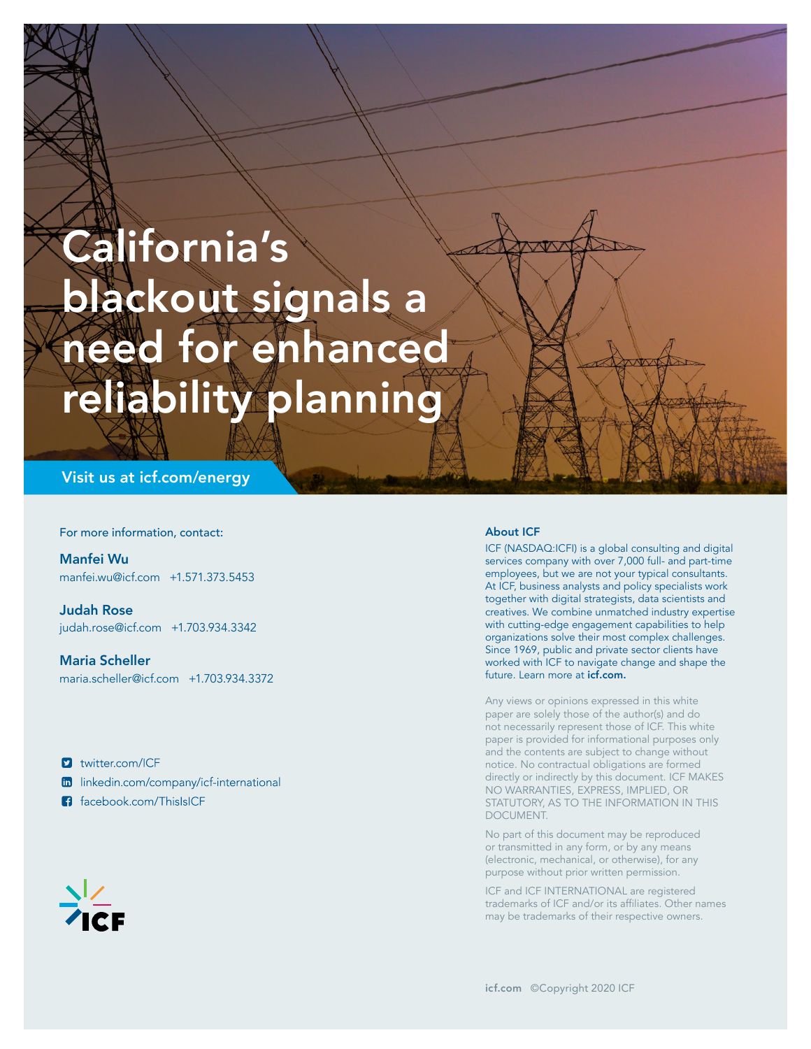# California's blackout signals a need for enhanced reliability planning

Visit us at icf.com/energy

For more information, contact:

**Manfei Wu**
manfei.wu@icf.com +1.571.373.5453

**Judah Rose**
judah.rose@icf.com +1.703.934.3342

**Maria Scheller**
maria.scheller@icf.com +1.703.934.3372

twitter.com/ICF
linkedin.com/company/icf-international
facebook.com/ThisIsICF

## About ICF

ICF (NASDAQ:ICFI) is a global consulting and digital services company with over 7,000 full- and part-time employees, but we are not your typical consultants. At ICF, business analysts and policy specialists work together with digital strategists, data scientists and creatives. We combine unmatched industry expertise with cutting-edge engagement capabilities to help organizations solve their most complex challenges. Since 1969, public and private sector clients have worked with ICF to navigate change and shape the future. Learn more at **icf.com.**

Any views or opinions expressed in this white paper are solely those of the author(s) and do not necessarily represent those of ICF. This white paper is provided for informational purposes only and the contents are subject to change without notice. No contractual obligations are formed directly or indirectly by this document. ICF MAKES NO WARRANTIES, EXPRESS, IMPLIED, OR STATUTORY, AS TO THE INFORMATION IN THIS DOCUMENT.

No part of this document may be reproduced or transmitted in any form, or by any means (electronic, mechanical, or otherwise), for any purpose without prior written permission.

ICF and ICF INTERNATIONAL are registered trademarks of ICF and/or its affiliates. Other names may be trademarks of their respective owners.

icf.com ©Copyright 2020 ICF